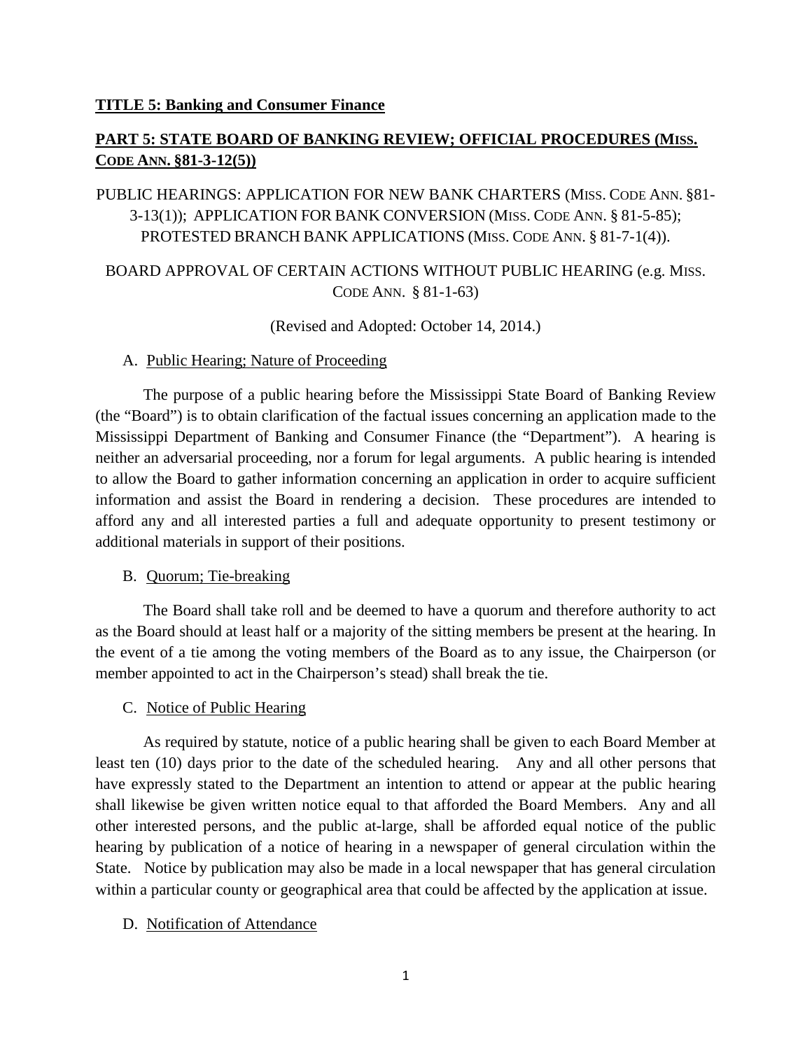**TITLE 5: Banking and Consumer Finance**

## PART 5: STATE BOARD OF BANKING REVIEW; OFFICIAL PROCEDURES (MISS. CODE ANN. §81-3-12(5))

PUBLIC HEARINGS: APPLICATION FOR NEW BANK CHARTERS (MISS. CODE ANN. §81-3-13(1)); APPLICATION FOR BANK CONVERSION (MISS. CODE ANN. § 81-5-85); PROTESTED BRANCH BANK APPLICATIONS (MISS. CODE ANN. § 81-7-1(4)).

BOARD APPROVAL OF CERTAIN ACTIONS WITHOUT PUBLIC HEARING (e.g. MISS. CODE ANN. § 81-1-63)

(Revised and Adopted: October 14, 2014.)

A. Public Hearing; Nature of Proceeding

The purpose of a public hearing before the Mississippi State Board of Banking Review (the "Board") is to obtain clarification of the factual issues concerning an application made to the Mississippi Department of Banking and Consumer Finance (the "Department"). A hearing is neither an adversarial proceeding, nor a forum for legal arguments. A public hearing is intended to allow the Board to gather information concerning an application in order to acquire sufficient information and assist the Board in rendering a decision. These procedures are intended to afford any and all interested parties a full and adequate opportunity to present testimony or additional materials in support of their positions.

B. Quorum; Tie-breaking

The Board shall take roll and be deemed to have a quorum and therefore authority to act as the Board should at least half or a majority of the sitting members be present at the hearing. In the event of a tie among the voting members of the Board as to any issue, the Chairperson (or member appointed to act in the Chairperson's stead) shall break the tie.

C. Notice of Public Hearing

As required by statute, notice of a public hearing shall be given to each Board Member at least ten (10) days prior to the date of the scheduled hearing. Any and all other persons that have expressly stated to the Department an intention to attend or appear at the public hearing shall likewise be given written notice equal to that afforded the Board Members. Any and all other interested persons, and the public at-large, shall be afforded equal notice of the public hearing by publication of a notice of hearing in a newspaper of general circulation within the State. Notice by publication may also be made in a local newspaper that has general circulation within a particular county or geographical area that could be affected by the application at issue.

D. Notification of Attendance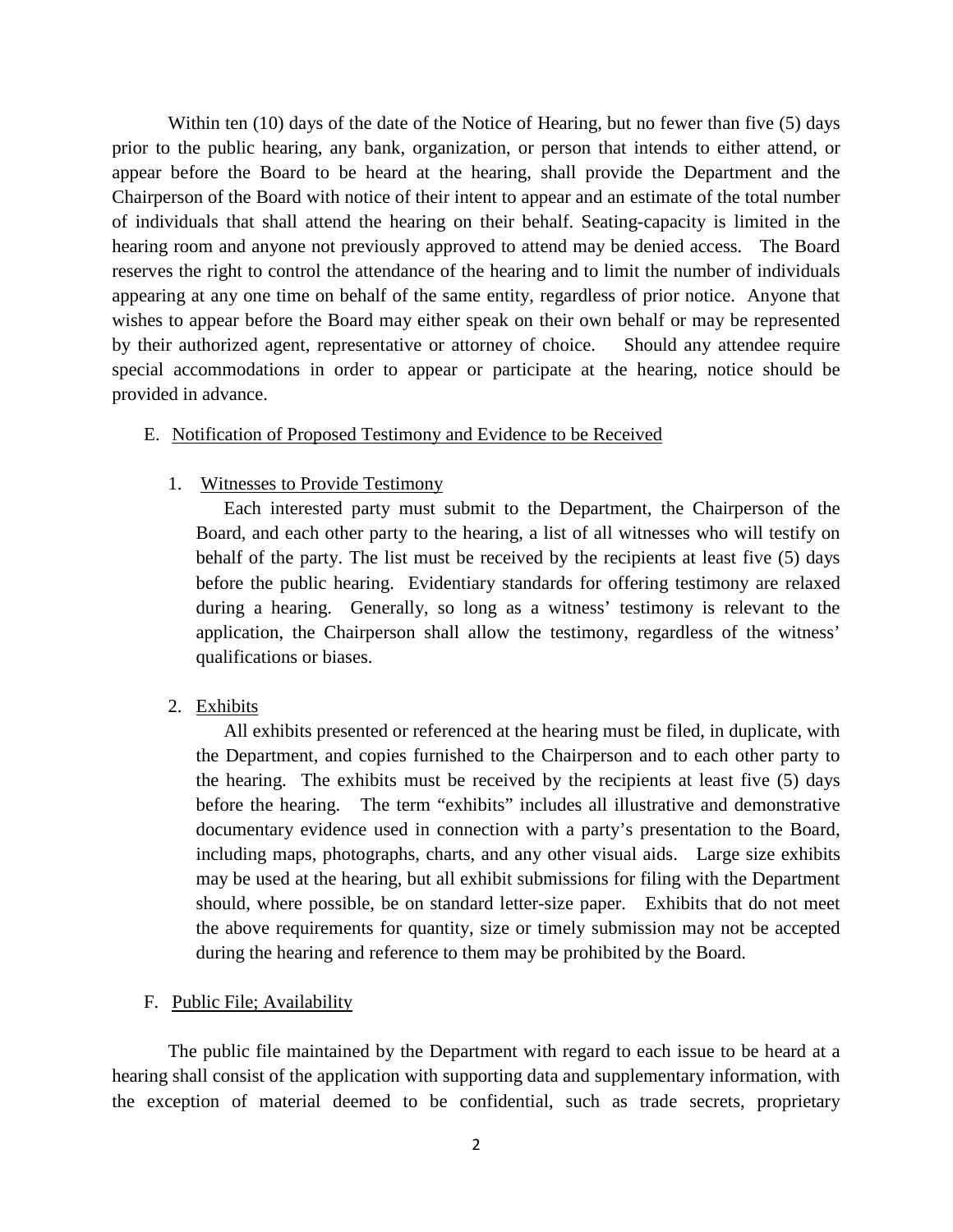Within ten (10) days of the date of the Notice of Hearing, but no fewer than five (5) days prior to the public hearing, any bank, organization, or person that intends to either attend, or appear before the Board to be heard at the hearing, shall provide the Department and the Chairperson of the Board with notice of their intent to appear and an estimate of the total number of individuals that shall attend the hearing on their behalf. Seating-capacity is limited in the hearing room and anyone not previously approved to attend may be denied access. The Board reserves the right to control the attendance of the hearing and to limit the number of individuals appearing at any one time on behalf of the same entity, regardless of prior notice. Anyone that wishes to appear before the Board may either speak on their own behalf or may be represented by their authorized agent, representative or attorney of choice. Should any attendee require special accommodations in order to appear or participate at the hearing, notice should be provided in advance.

E. Notification of Proposed Testimony and Evidence to be Received

1. Witnesses to Provide Testimony

   Each interested party must submit to the Department, the Chairperson of the Board, and each other party to the hearing, a list of all witnesses who will testify on behalf of the party. The list must be received by the recipients at least five (5) days before the public hearing. Evidentiary standards for offering testimony are relaxed during a hearing. Generally, so long as a witness' testimony is relevant to the application, the Chairperson shall allow the testimony, regardless of the witness' qualifications or biases.

2. Exhibits

   All exhibits presented or referenced at the hearing must be filed, in duplicate, with the Department, and copies furnished to the Chairperson and to each other party to the hearing. The exhibits must be received by the recipients at least five (5) days before the hearing. The term "exhibits" includes all illustrative and demonstrative documentary evidence used in connection with a party's presentation to the Board, including maps, photographs, charts, and any other visual aids. Large size exhibits may be used at the hearing, but all exhibit submissions for filing with the Department should, where possible, be on standard letter-size paper. Exhibits that do not meet the above requirements for quantity, size or timely submission may not be accepted during the hearing and reference to them may be prohibited by the Board.

F. Public File; Availability

The public file maintained by the Department with regard to each issue to be heard at a hearing shall consist of the application with supporting data and supplementary information, with the exception of material deemed to be confidential, such as trade secrets, proprietary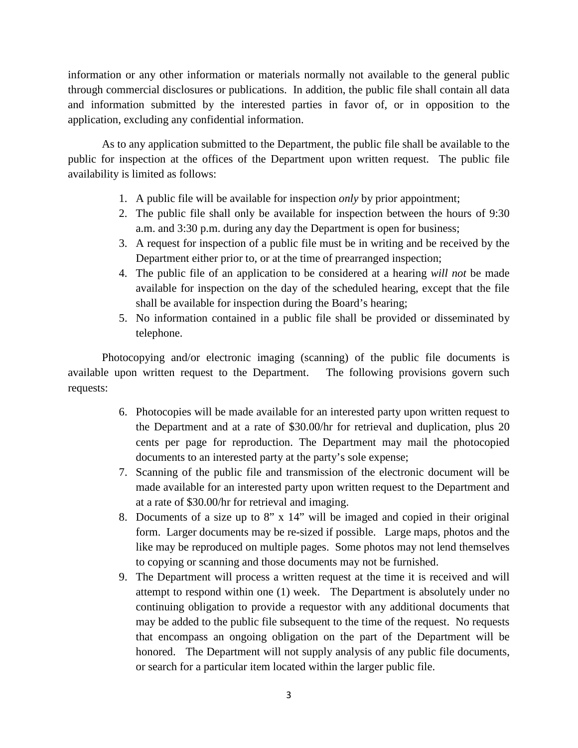information or any other information or materials normally not available to the general public through commercial disclosures or publications. In addition, the public file shall contain all data and information submitted by the interested parties in favor of, or in opposition to the application, excluding any confidential information.

As to any application submitted to the Department, the public file shall be available to the public for inspection at the offices of the Department upon written request. The public file availability is limited as follows:

1. A public file will be available for inspection *only* by prior appointment;
2. The public file shall only be available for inspection between the hours of 9:30 a.m. and 3:30 p.m. during any day the Department is open for business;
3. A request for inspection of a public file must be in writing and be received by the Department either prior to, or at the time of prearranged inspection;
4. The public file of an application to be considered at a hearing *will not* be made available for inspection on the day of the scheduled hearing, except that the file shall be available for inspection during the Board's hearing;
5. No information contained in a public file shall be provided or disseminated by telephone.

Photocopying and/or electronic imaging (scanning) of the public file documents is available upon written request to the Department. The following provisions govern such requests:

6. Photocopies will be made available for an interested party upon written request to the Department and at a rate of $30.00/hr for retrieval and duplication, plus 20 cents per page for reproduction. The Department may mail the photocopied documents to an interested party at the party's sole expense;
7. Scanning of the public file and transmission of the electronic document will be made available for an interested party upon written request to the Department and at a rate of $30.00/hr for retrieval and imaging.
8. Documents of a size up to 8" x 14" will be imaged and copied in their original form. Larger documents may be re-sized if possible. Large maps, photos and the like may be reproduced on multiple pages. Some photos may not lend themselves to copying or scanning and those documents may not be furnished.
9. The Department will process a written request at the time it is received and will attempt to respond within one (1) week. The Department is absolutely under no continuing obligation to provide a requestor with any additional documents that may be added to the public file subsequent to the time of the request. No requests that encompass an ongoing obligation on the part of the Department will be honored. The Department will not supply analysis of any public file documents, or search for a particular item located within the larger public file.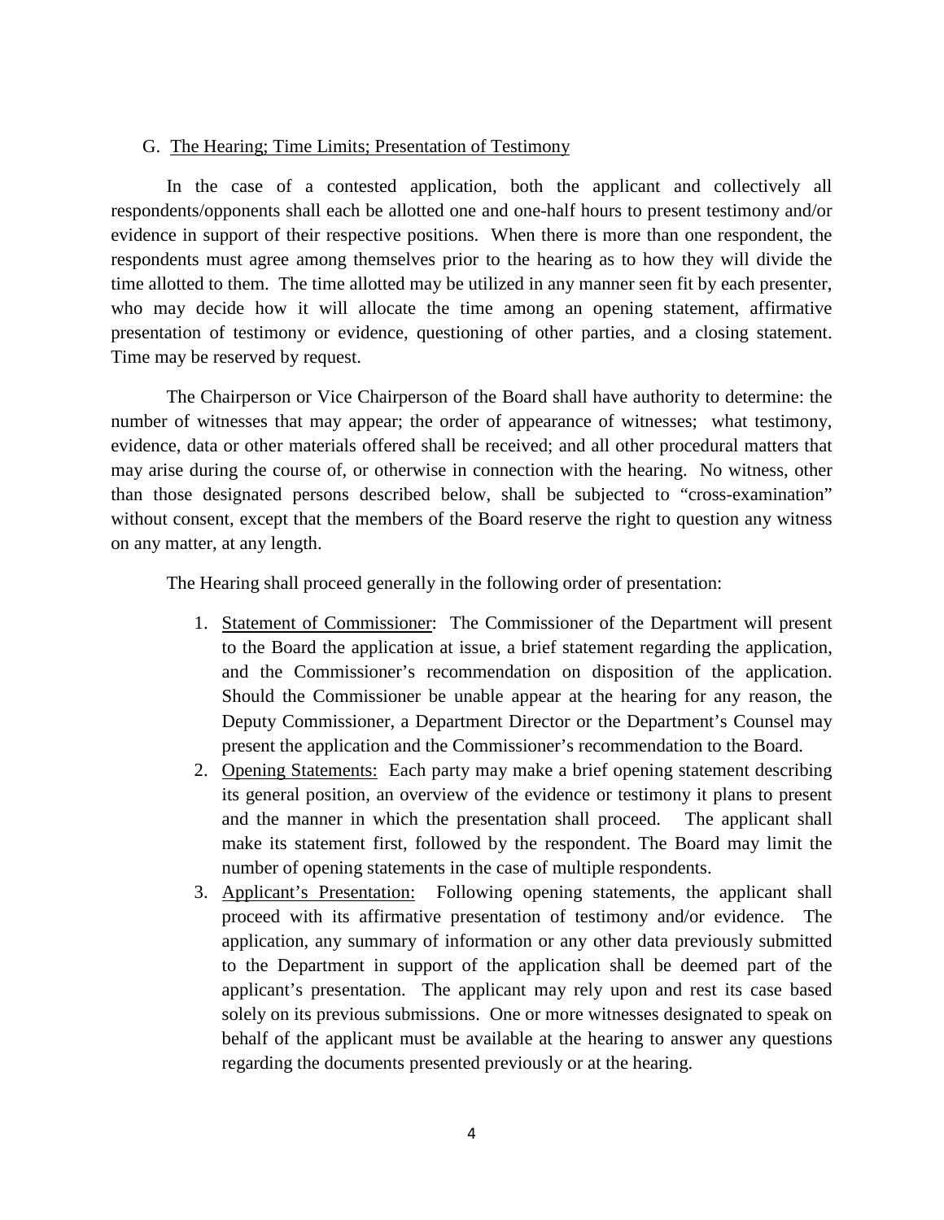G. The Hearing; Time Limits; Presentation of Testimony

In the case of a contested application, both the applicant and collectively all respondents/opponents shall each be allotted one and one-half hours to present testimony and/or evidence in support of their respective positions. When there is more than one respondent, the respondents must agree among themselves prior to the hearing as to how they will divide the time allotted to them. The time allotted may be utilized in any manner seen fit by each presenter, who may decide how it will allocate the time among an opening statement, affirmative presentation of testimony or evidence, questioning of other parties, and a closing statement. Time may be reserved by request.

The Chairperson or Vice Chairperson of the Board shall have authority to determine: the number of witnesses that may appear; the order of appearance of witnesses; what testimony, evidence, data or other materials offered shall be received; and all other procedural matters that may arise during the course of, or otherwise in connection with the hearing. No witness, other than those designated persons described below, shall be subjected to "cross-examination" without consent, except that the members of the Board reserve the right to question any witness on any matter, at any length.

The Hearing shall proceed generally in the following order of presentation:

1. Statement of Commissioner: The Commissioner of the Department will present to the Board the application at issue, a brief statement regarding the application, and the Commissioner's recommendation on disposition of the application. Should the Commissioner be unable appear at the hearing for any reason, the Deputy Commissioner, a Department Director or the Department's Counsel may present the application and the Commissioner's recommendation to the Board.
2. Opening Statements: Each party may make a brief opening statement describing its general position, an overview of the evidence or testimony it plans to present and the manner in which the presentation shall proceed. The applicant shall make its statement first, followed by the respondent. The Board may limit the number of opening statements in the case of multiple respondents.
3. Applicant's Presentation: Following opening statements, the applicant shall proceed with its affirmative presentation of testimony and/or evidence. The application, any summary of information or any other data previously submitted to the Department in support of the application shall be deemed part of the applicant's presentation. The applicant may rely upon and rest its case based solely on its previous submissions. One or more witnesses designated to speak on behalf of the applicant must be available at the hearing to answer any questions regarding the documents presented previously or at the hearing.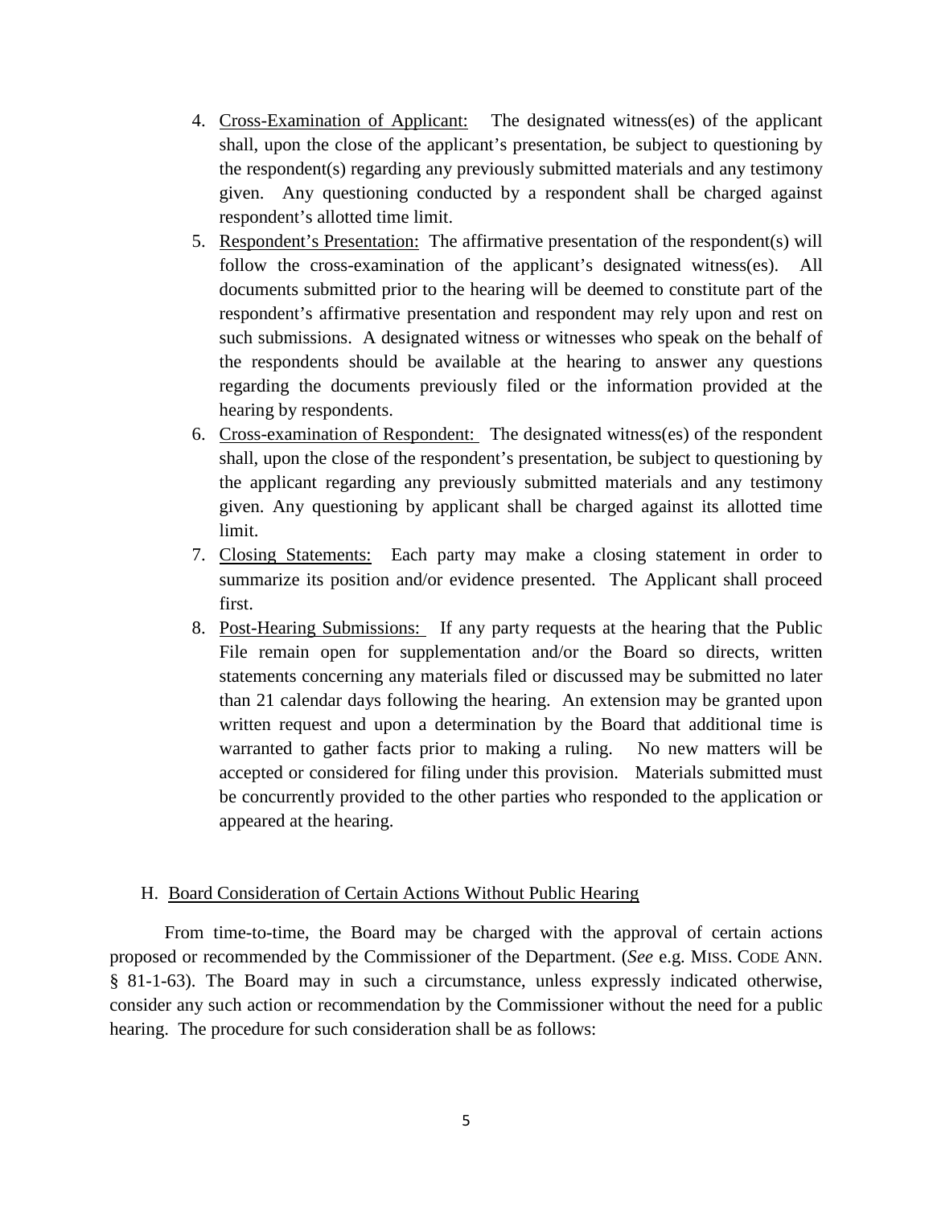4. Cross-Examination of Applicant: The designated witness(es) of the applicant shall, upon the close of the applicant's presentation, be subject to questioning by the respondent(s) regarding any previously submitted materials and any testimony given. Any questioning conducted by a respondent shall be charged against respondent's allotted time limit.
5. Respondent's Presentation: The affirmative presentation of the respondent(s) will follow the cross-examination of the applicant's designated witness(es). All documents submitted prior to the hearing will be deemed to constitute part of the respondent's affirmative presentation and respondent may rely upon and rest on such submissions. A designated witness or witnesses who speak on the behalf of the respondents should be available at the hearing to answer any questions regarding the documents previously filed or the information provided at the hearing by respondents.
6. Cross-examination of Respondent: The designated witness(es) of the respondent shall, upon the close of the respondent's presentation, be subject to questioning by the applicant regarding any previously submitted materials and any testimony given. Any questioning by applicant shall be charged against its allotted time limit.
7. Closing Statements: Each party may make a closing statement in order to summarize its position and/or evidence presented. The Applicant shall proceed first.
8. Post-Hearing Submissions: If any party requests at the hearing that the Public File remain open for supplementation and/or the Board so directs, written statements concerning any materials filed or discussed may be submitted no later than 21 calendar days following the hearing. An extension may be granted upon written request and upon a determination by the Board that additional time is warranted to gather facts prior to making a ruling. No new matters will be accepted or considered for filing under this provision. Materials submitted must be concurrently provided to the other parties who responded to the application or appeared at the hearing.

## H. Board Consideration of Certain Actions Without Public Hearing

From time-to-time, the Board may be charged with the approval of certain actions proposed or recommended by the Commissioner of the Department. (*See* e.g. MISS. CODE ANN. § 81-1-63). The Board may in such a circumstance, unless expressly indicated otherwise, consider any such action or recommendation by the Commissioner without the need for a public hearing. The procedure for such consideration shall be as follows: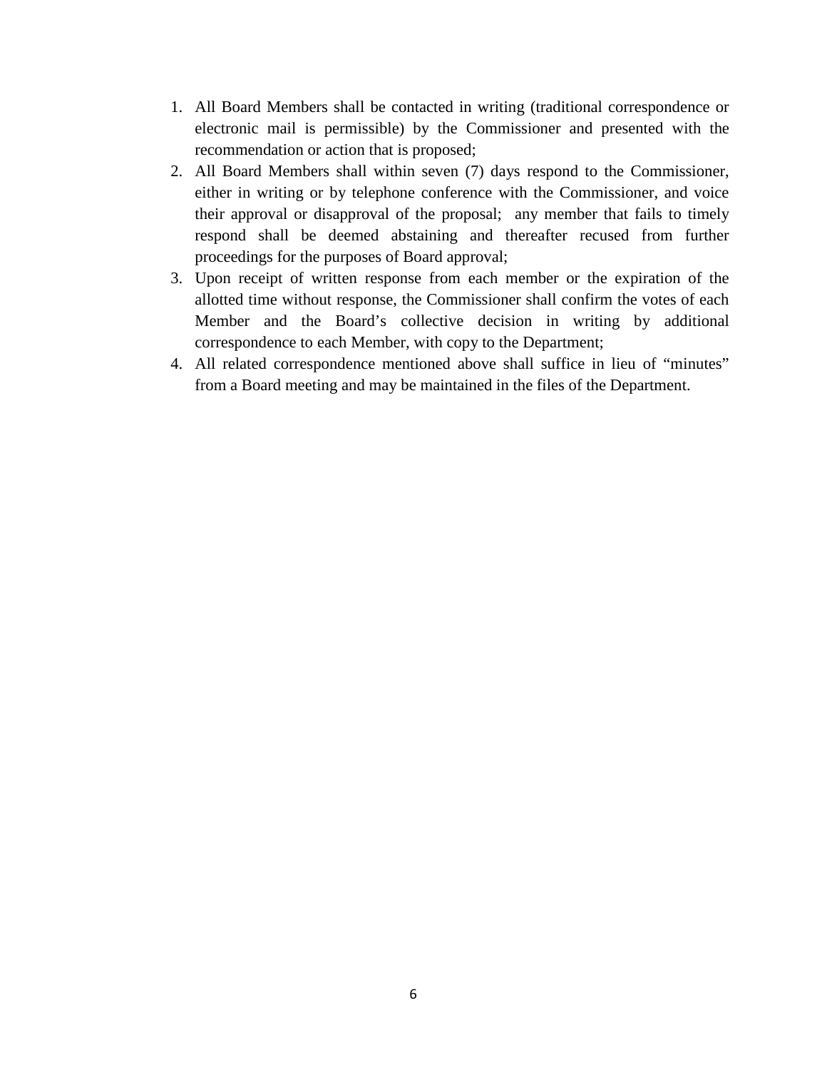1. All Board Members shall be contacted in writing (traditional correspondence or electronic mail is permissible) by the Commissioner and presented with the recommendation or action that is proposed;
2. All Board Members shall within seven (7) days respond to the Commissioner, either in writing or by telephone conference with the Commissioner, and voice their approval or disapproval of the proposal; any member that fails to timely respond shall be deemed abstaining and thereafter recused from further proceedings for the purposes of Board approval;
3. Upon receipt of written response from each member or the expiration of the allotted time without response, the Commissioner shall confirm the votes of each Member and the Board's collective decision in writing by additional correspondence to each Member, with copy to the Department;
4. All related correspondence mentioned above shall suffice in lieu of "minutes" from a Board meeting and may be maintained in the files of the Department.